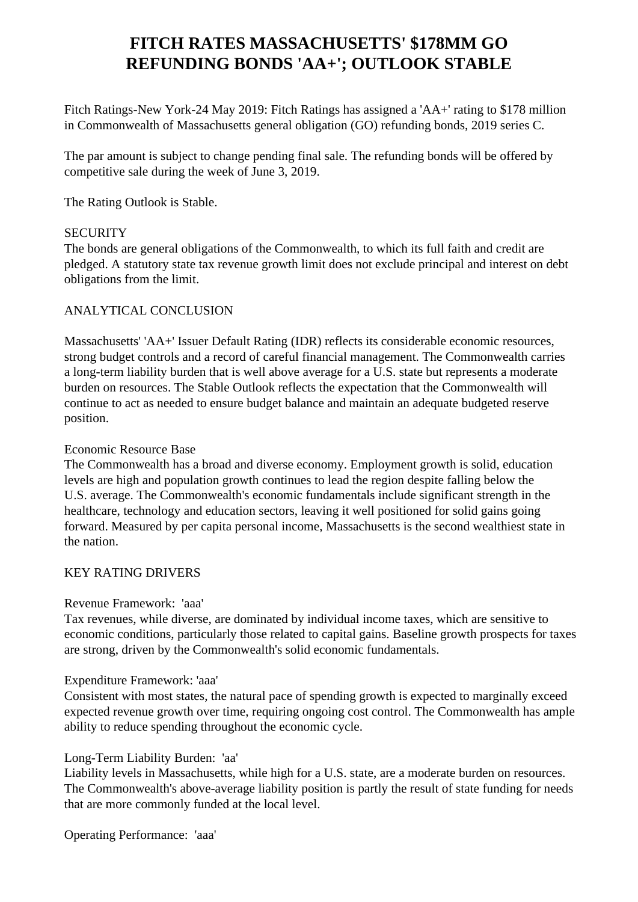# FITCH RATES MASSACHUSETTS' $178MM GO REFUNDING BONDS 'AA+'; OUTLOOK STABLE

Fitch Ratings-New York-24 May 2019: Fitch Ratings has assigned a 'AA+' rating to $178 million in Commonwealth of Massachusetts general obligation (GO) refunding bonds, 2019 series C.

The par amount is subject to change pending final sale. The refunding bonds will be offered by competitive sale during the week of June 3, 2019.

The Rating Outlook is Stable.

SECURITY
The bonds are general obligations of the Commonwealth, to which its full faith and credit are pledged. A statutory state tax revenue growth limit does not exclude principal and interest on debt obligations from the limit.

ANALYTICAL CONCLUSION

Massachusetts' 'AA+' Issuer Default Rating (IDR) reflects its considerable economic resources, strong budget controls and a record of careful financial management. The Commonwealth carries a long-term liability burden that is well above average for a U.S. state but represents a moderate burden on resources. The Stable Outlook reflects the expectation that the Commonwealth will continue to act as needed to ensure budget balance and maintain an adequate budgeted reserve position.

Economic Resource Base
The Commonwealth has a broad and diverse economy. Employment growth is solid, education levels are high and population growth continues to lead the region despite falling below the U.S. average. The Commonwealth's economic fundamentals include significant strength in the healthcare, technology and education sectors, leaving it well positioned for solid gains going forward. Measured by per capita personal income, Massachusetts is the second wealthiest state in the nation.

KEY RATING DRIVERS

Revenue Framework: 'aaa'
Tax revenues, while diverse, are dominated by individual income taxes, which are sensitive to economic conditions, particularly those related to capital gains. Baseline growth prospects for taxes are strong, driven by the Commonwealth's solid economic fundamentals.

Expenditure Framework: 'aaa'
Consistent with most states, the natural pace of spending growth is expected to marginally exceed expected revenue growth over time, requiring ongoing cost control. The Commonwealth has ample ability to reduce spending throughout the economic cycle.

Long-Term Liability Burden: 'aa'
Liability levels in Massachusetts, while high for a U.S. state, are a moderate burden on resources. The Commonwealth's above-average liability position is partly the result of state funding for needs that are more commonly funded at the local level.

Operating Performance: 'aaa'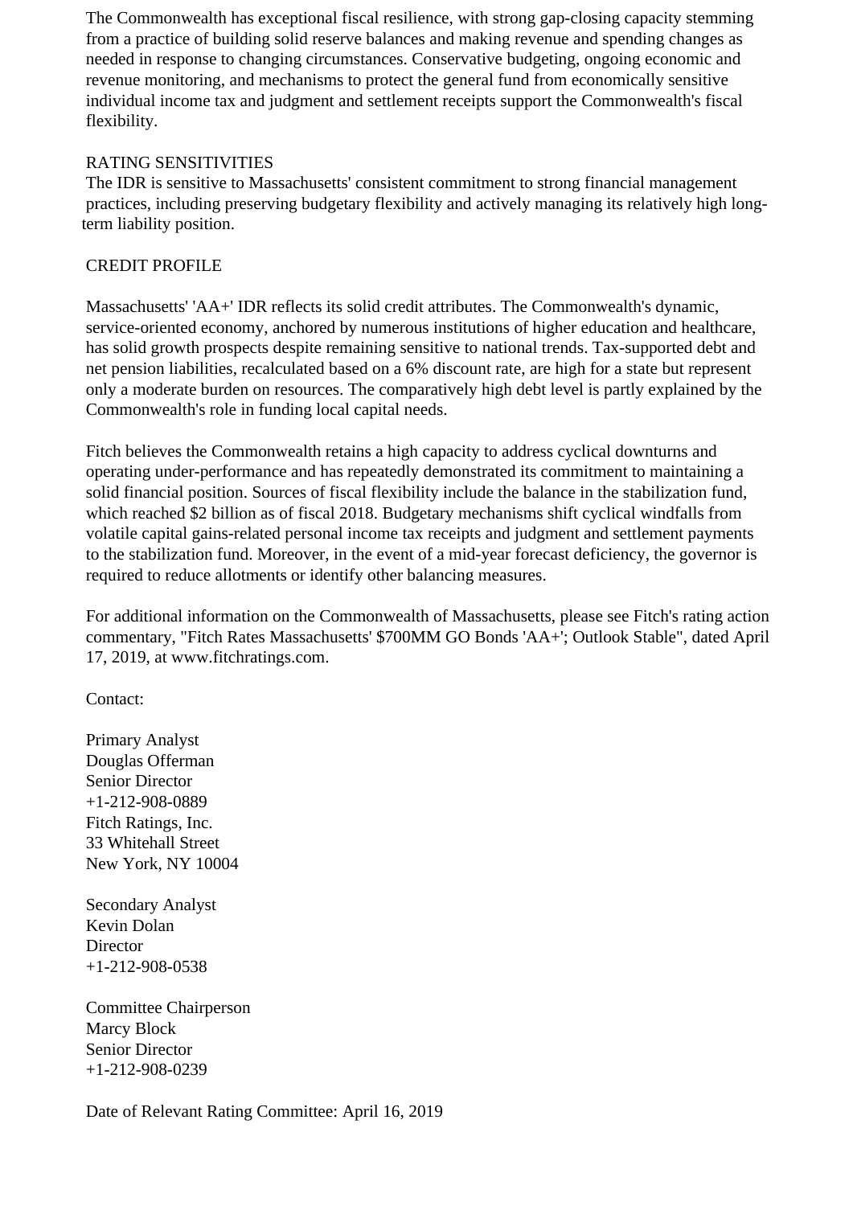The Commonwealth has exceptional fiscal resilience, with strong gap-closing capacity stemming from a practice of building solid reserve balances and making revenue and spending changes as needed in response to changing circumstances. Conservative budgeting, ongoing economic and revenue monitoring, and mechanisms to protect the general fund from economically sensitive individual income tax and judgment and settlement receipts support the Commonwealth's fiscal flexibility.

## RATING SENSITIVITIES

The IDR is sensitive to Massachusetts' consistent commitment to strong financial management practices, including preserving budgetary flexibility and actively managing its relatively high long-term liability position.

## CREDIT PROFILE

Massachusetts' 'AA+' IDR reflects its solid credit attributes. The Commonwealth's dynamic, service-oriented economy, anchored by numerous institutions of higher education and healthcare, has solid growth prospects despite remaining sensitive to national trends. Tax-supported debt and net pension liabilities, recalculated based on a 6% discount rate, are high for a state but represent only a moderate burden on resources. The comparatively high debt level is partly explained by the Commonwealth's role in funding local capital needs.

Fitch believes the Commonwealth retains a high capacity to address cyclical downturns and operating under-performance and has repeatedly demonstrated its commitment to maintaining a solid financial position. Sources of fiscal flexibility include the balance in the stabilization fund, which reached $2 billion as of fiscal 2018. Budgetary mechanisms shift cyclical windfalls from volatile capital gains-related personal income tax receipts and judgment and settlement payments to the stabilization fund. Moreover, in the event of a mid-year forecast deficiency, the governor is required to reduce allotments or identify other balancing measures.

For additional information on the Commonwealth of Massachusetts, please see Fitch's rating action commentary, "Fitch Rates Massachusetts' $700MM GO Bonds 'AA+'; Outlook Stable", dated April 17, 2019, at www.fitchratings.com.

Contact:

Primary Analyst
Douglas Offerman
Senior Director
+1-212-908-0889
Fitch Ratings, Inc.
33 Whitehall Street
New York, NY 10004

Secondary Analyst
Kevin Dolan
Director
+1-212-908-0538

Committee Chairperson
Marcy Block
Senior Director
+1-212-908-0239

Date of Relevant Rating Committee: April 16, 2019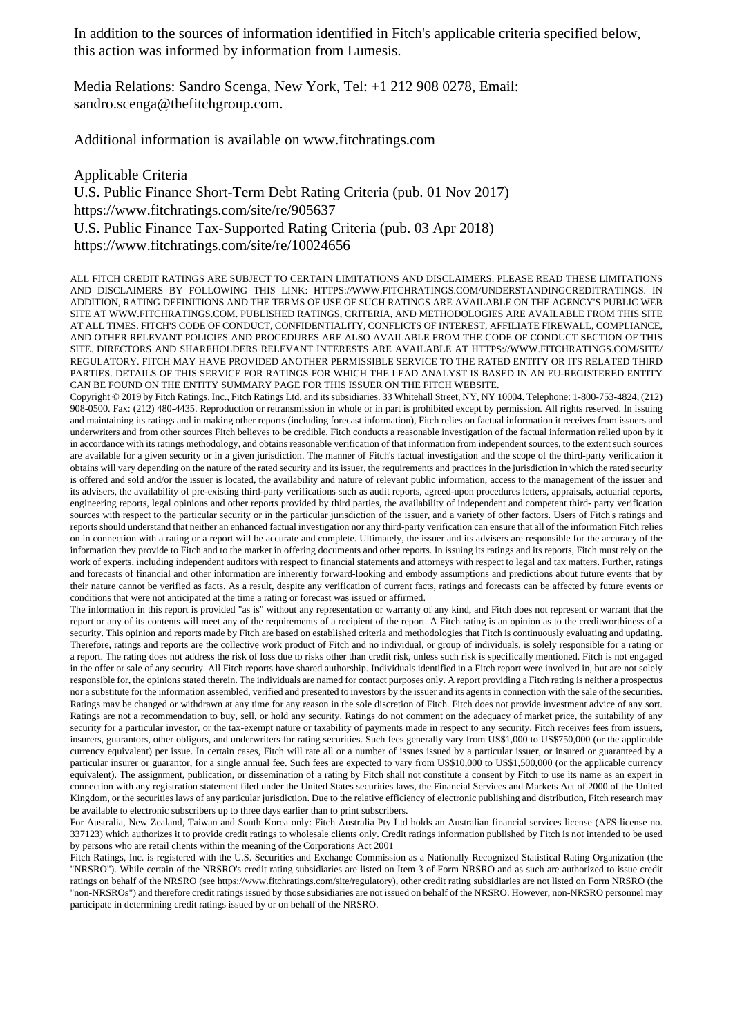In addition to the sources of information identified in Fitch's applicable criteria specified below, this action was informed by information from Lumesis.

Media Relations: Sandro Scenga, New York, Tel: +1 212 908 0278, Email: sandro.scenga@thefitchgroup.com.

Additional information is available on www.fitchratings.com

Applicable Criteria
U.S. Public Finance Short-Term Debt Rating Criteria (pub. 01 Nov 2017)
https://www.fitchratings.com/site/re/905637
U.S. Public Finance Tax-Supported Rating Criteria (pub. 03 Apr 2018)
https://www.fitchratings.com/site/re/10024656

ALL FITCH CREDIT RATINGS ARE SUBJECT TO CERTAIN LIMITATIONS AND DISCLAIMERS. PLEASE READ THESE LIMITATIONS AND DISCLAIMERS BY FOLLOWING THIS LINK: HTTPS://WWW.FITCHRATINGS.COM/UNDERSTANDINGCREDITRATINGS. IN ADDITION, RATING DEFINITIONS AND THE TERMS OF USE OF SUCH RATINGS ARE AVAILABLE ON THE AGENCY'S PUBLIC WEB SITE AT WWW.FITCHRATINGS.COM. PUBLISHED RATINGS, CRITERIA, AND METHODOLOGIES ARE AVAILABLE FROM THIS SITE AT ALL TIMES. FITCH'S CODE OF CONDUCT, CONFIDENTIALITY, CONFLICTS OF INTEREST, AFFILIATE FIREWALL, COMPLIANCE, AND OTHER RELEVANT POLICIES AND PROCEDURES ARE ALSO AVAILABLE FROM THE CODE OF CONDUCT SECTION OF THIS SITE. DIRECTORS AND SHAREHOLDERS RELEVANT INTERESTS ARE AVAILABLE AT HTTPS://WWW.FITCHRATINGS.COM/SITE/REGULATORY. FITCH MAY HAVE PROVIDED ANOTHER PERMISSIBLE SERVICE TO THE RATED ENTITY OR ITS RELATED THIRD PARTIES. DETAILS OF THIS SERVICE FOR RATINGS FOR WHICH THE LEAD ANALYST IS BASED IN AN EU-REGISTERED ENTITY CAN BE FOUND ON THE ENTITY SUMMARY PAGE FOR THIS ISSUER ON THE FITCH WEBSITE.

Copyright © 2019 by Fitch Ratings, Inc., Fitch Ratings Ltd. and its subsidiaries. 33 Whitehall Street, NY, NY 10004. Telephone: 1-800-753-4824, (212) 908-0500. Fax: (212) 480-4435. Reproduction or retransmission in whole or in part is prohibited except by permission. All rights reserved. In issuing and maintaining its ratings and in making other reports (including forecast information), Fitch relies on factual information it receives from issuers and underwriters and from other sources Fitch believes to be credible. Fitch conducts a reasonable investigation of the factual information relied upon by it in accordance with its ratings methodology, and obtains reasonable verification of that information from independent sources, to the extent such sources are available for a given security or in a given jurisdiction. The manner of Fitch's factual investigation and the scope of the third-party verification it obtains will vary depending on the nature of the rated security and its issuer, the requirements and practices in the jurisdiction in which the rated security is offered and sold and/or the issuer is located, the availability and nature of relevant public information, access to the management of the issuer and its advisers, the availability of pre-existing third-party verifications such as audit reports, agreed-upon procedures letters, appraisals, actuarial reports, engineering reports, legal opinions and other reports provided by third parties, the availability of independent and competent third- party verification sources with respect to the particular security or in the particular jurisdiction of the issuer, and a variety of other factors. Users of Fitch's ratings and reports should understand that neither an enhanced factual investigation nor any third-party verification can ensure that all of the information Fitch relies on in connection with a rating or a report will be accurate and complete. Ultimately, the issuer and its advisers are responsible for the accuracy of the information they provide to Fitch and to the market in offering documents and other reports. In issuing its ratings and its reports, Fitch must rely on the work of experts, including independent auditors with respect to financial statements and attorneys with respect to legal and tax matters. Further, ratings and forecasts of financial and other information are inherently forward-looking and embody assumptions and predictions about future events that by their nature cannot be verified as facts. As a result, despite any verification of current facts, ratings and forecasts can be affected by future events or conditions that were not anticipated at the time a rating or forecast was issued or affirmed.

The information in this report is provided "as is" without any representation or warranty of any kind, and Fitch does not represent or warrant that the report or any of its contents will meet any of the requirements of a recipient of the report. A Fitch rating is an opinion as to the creditworthiness of a security. This opinion and reports made by Fitch are based on established criteria and methodologies that Fitch is continuously evaluating and updating. Therefore, ratings and reports are the collective work product of Fitch and no individual, or group of individuals, is solely responsible for a rating or a report. The rating does not address the risk of loss due to risks other than credit risk, unless such risk is specifically mentioned. Fitch is not engaged in the offer or sale of any security. All Fitch reports have shared authorship. Individuals identified in a Fitch report were involved in, but are not solely responsible for, the opinions stated therein. The individuals are named for contact purposes only. A report providing a Fitch rating is neither a prospectus nor a substitute for the information assembled, verified and presented to investors by the issuer and its agents in connection with the sale of the securities. Ratings may be changed or withdrawn at any time for any reason in the sole discretion of Fitch. Fitch does not provide investment advice of any sort. Ratings are not a recommendation to buy, sell, or hold any security. Ratings do not comment on the adequacy of market price, the suitability of any security for a particular investor, or the tax-exempt nature or taxability of payments made in respect to any security. Fitch receives fees from issuers, insurers, guarantors, other obligors, and underwriters for rating securities. Such fees generally vary from US$1,000 to US$750,000 (or the applicable currency equivalent) per issue. In certain cases, Fitch will rate all or a number of issues issued by a particular issuer, or insured or guaranteed by a particular insurer or guarantor, for a single annual fee. Such fees are expected to vary from US$10,000 to US$1,500,000 (or the applicable currency equivalent). The assignment, publication, or dissemination of a rating by Fitch shall not constitute a consent by Fitch to use its name as an expert in connection with any registration statement filed under the United States securities laws, the Financial Services and Markets Act of 2000 of the United Kingdom, or the securities laws of any particular jurisdiction. Due to the relative efficiency of electronic publishing and distribution, Fitch research may be available to electronic subscribers up to three days earlier than to print subscribers.

For Australia, New Zealand, Taiwan and South Korea only: Fitch Australia Pty Ltd holds an Australian financial services license (AFS license no. 337123) which authorizes it to provide credit ratings to wholesale clients only. Credit ratings information published by Fitch is not intended to be used by persons who are retail clients within the meaning of the Corporations Act 2001

Fitch Ratings, Inc. is registered with the U.S. Securities and Exchange Commission as a Nationally Recognized Statistical Rating Organization (the "NRSRO"). While certain of the NRSRO's credit rating subsidiaries are listed on Item 3 of Form NRSRO and as such are authorized to issue credit ratings on behalf of the NRSRO (see https://www.fitchratings.com/site/regulatory), other credit rating subsidiaries are not listed on Form NRSRO (the "non-NRSROs") and therefore credit ratings issued by those subsidiaries are not issued on behalf of the NRSRO. However, non-NRSRO personnel may participate in determining credit ratings issued by or on behalf of the NRSRO.